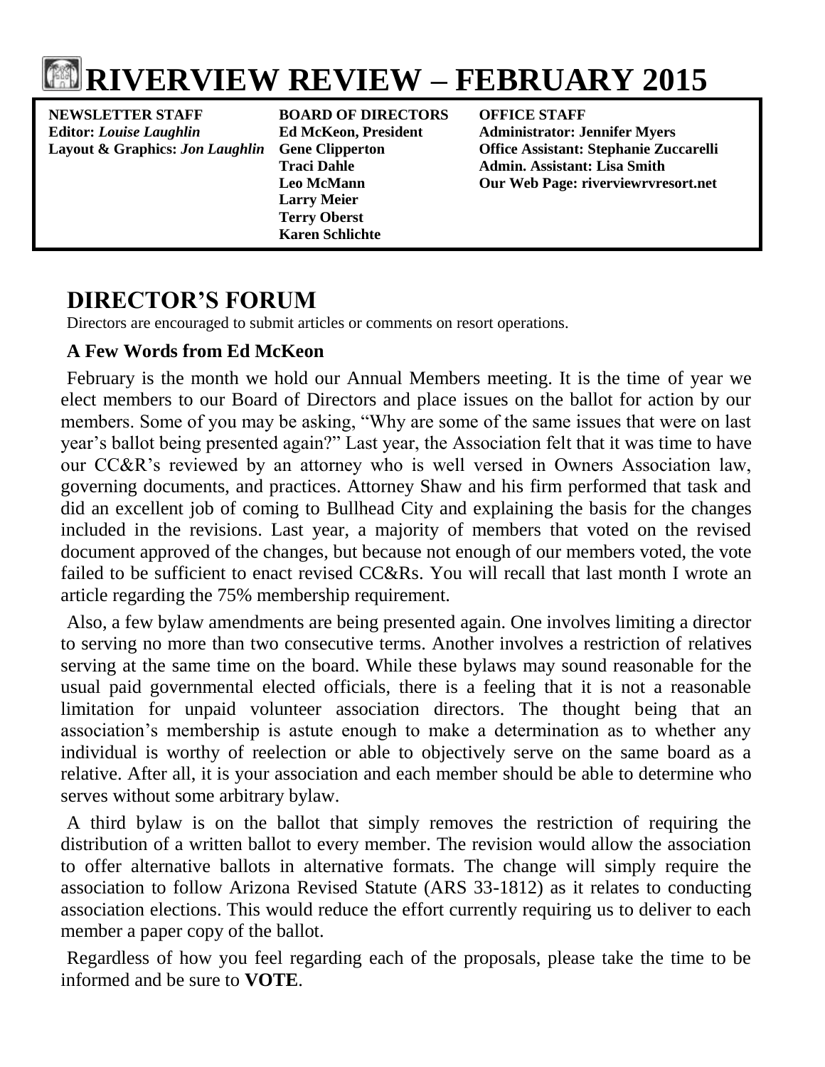# RIVERVIEW REVIEW – FEBRUARY 2015

**NEWSLETTER STAFF**
**Editor:** ***Louise Laughlin***
**Layout & Graphics:** ***Jon Laughlin***

**BOARD OF DIRECTORS**
**Ed McKeon, President**
**Gene Clipperton**
**Traci Dahle**
**Leo McMann**
**Larry Meier**
**Terry Oberst**
**Karen Schlichte**

**OFFICE STAFF**
**Administrator: Jennifer Myers**
**Office Assistant: Stephanie Zuccarelli**
**Admin. Assistant: Lisa Smith**
**Our Web Page: riverviewrvresort.net**

## DIRECTOR'S FORUM

Directors are encouraged to submit articles or comments on resort operations.

### A Few Words from Ed McKeon

February is the month we hold our Annual Members meeting. It is the time of year we elect members to our Board of Directors and place issues on the ballot for action by our members. Some of you may be asking, "Why are some of the same issues that were on last year's ballot being presented again?" Last year, the Association felt that it was time to have our CC&R's reviewed by an attorney who is well versed in Owners Association law, governing documents, and practices. Attorney Shaw and his firm performed that task and did an excellent job of coming to Bullhead City and explaining the basis for the changes included in the revisions. Last year, a majority of members that voted on the revised document approved of the changes, but because not enough of our members voted, the vote failed to be sufficient to enact revised CC&Rs. You will recall that last month I wrote an article regarding the 75% membership requirement.

Also, a few bylaw amendments are being presented again. One involves limiting a director to serving no more than two consecutive terms. Another involves a restriction of relatives serving at the same time on the board. While these bylaws may sound reasonable for the usual paid governmental elected officials, there is a feeling that it is not a reasonable limitation for unpaid volunteer association directors. The thought being that an association's membership is astute enough to make a determination as to whether any individual is worthy of reelection or able to objectively serve on the same board as a relative. After all, it is your association and each member should be able to determine who serves without some arbitrary bylaw.

A third bylaw is on the ballot that simply removes the restriction of requiring the distribution of a written ballot to every member. The revision would allow the association to offer alternative ballots in alternative formats. The change will simply require the association to follow Arizona Revised Statute (ARS 33-1812) as it relates to conducting association elections. This would reduce the effort currently requiring us to deliver to each member a paper copy of the ballot.

Regardless of how you feel regarding each of the proposals, please take the time to be informed and be sure to **VOTE**.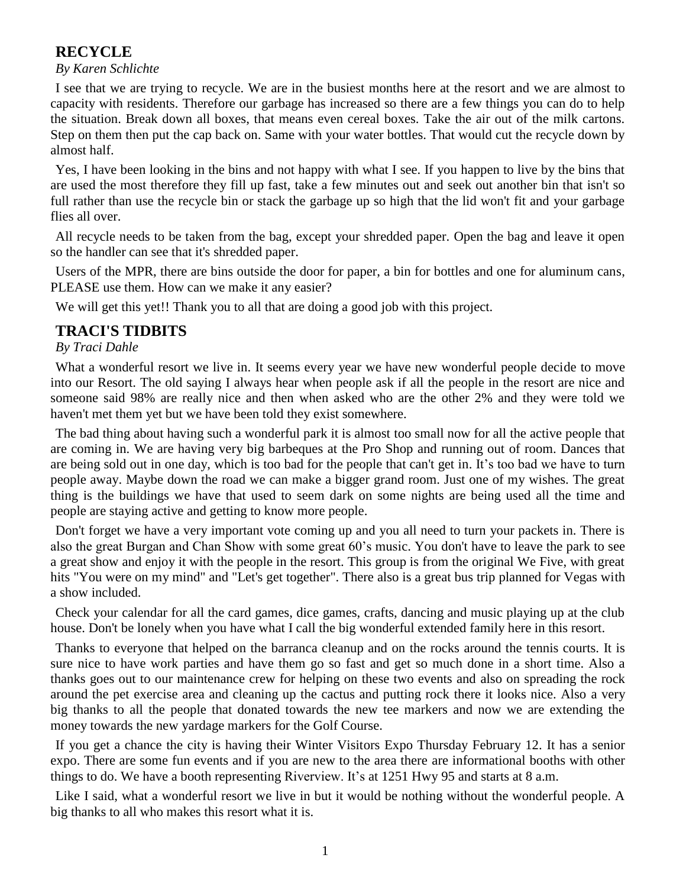## RECYCLE

*By Karen Schlichte*

I see that we are trying to recycle. We are in the busiest months here at the resort and we are almost to capacity with residents. Therefore our garbage has increased so there are a few things you can do to help the situation. Break down all boxes, that means even cereal boxes. Take the air out of the milk cartons. Step on them then put the cap back on. Same with your water bottles. That would cut the recycle down by almost half.

Yes, I have been looking in the bins and not happy with what I see. If you happen to live by the bins that are used the most therefore they fill up fast, take a few minutes out and seek out another bin that isn't so full rather than use the recycle bin or stack the garbage up so high that the lid won't fit and your garbage flies all over.

All recycle needs to be taken from the bag, except your shredded paper. Open the bag and leave it open so the handler can see that it's shredded paper.

Users of the MPR, there are bins outside the door for paper, a bin for bottles and one for aluminum cans, PLEASE use them. How can we make it any easier?

We will get this yet!! Thank you to all that are doing a good job with this project.

## TRACI'S TIDBITS

*By Traci Dahle*

What a wonderful resort we live in. It seems every year we have new wonderful people decide to move into our Resort. The old saying I always hear when people ask if all the people in the resort are nice and someone said 98% are really nice and then when asked who are the other 2% and they were told we haven't met them yet but we have been told they exist somewhere.

The bad thing about having such a wonderful park it is almost too small now for all the active people that are coming in. We are having very big barbeques at the Pro Shop and running out of room. Dances that are being sold out in one day, which is too bad for the people that can't get in. It's too bad we have to turn people away. Maybe down the road we can make a bigger grand room. Just one of my wishes. The great thing is the buildings we have that used to seem dark on some nights are being used all the time and people are staying active and getting to know more people.

Don't forget we have a very important vote coming up and you all need to turn your packets in. There is also the great Burgan and Chan Show with some great 60's music. You don't have to leave the park to see a great show and enjoy it with the people in the resort. This group is from the original We Five, with great hits "You were on my mind" and "Let's get together". There also is a great bus trip planned for Vegas with a show included.

Check your calendar for all the card games, dice games, crafts, dancing and music playing up at the club house. Don't be lonely when you have what I call the big wonderful extended family here in this resort.

Thanks to everyone that helped on the barranca cleanup and on the rocks around the tennis courts. It is sure nice to have work parties and have them go so fast and get so much done in a short time. Also a thanks goes out to our maintenance crew for helping on these two events and also on spreading the rock around the pet exercise area and cleaning up the cactus and putting rock there it looks nice. Also a very big thanks to all the people that donated towards the new tee markers and now we are extending the money towards the new yardage markers for the Golf Course.

If you get a chance the city is having their Winter Visitors Expo Thursday February 12. It has a senior expo. There are some fun events and if you are new to the area there are informational booths with other things to do. We have a booth representing Riverview. It's at 1251 Hwy 95 and starts at 8 a.m.

Like I said, what a wonderful resort we live in but it would be nothing without the wonderful people. A big thanks to all who makes this resort what it is.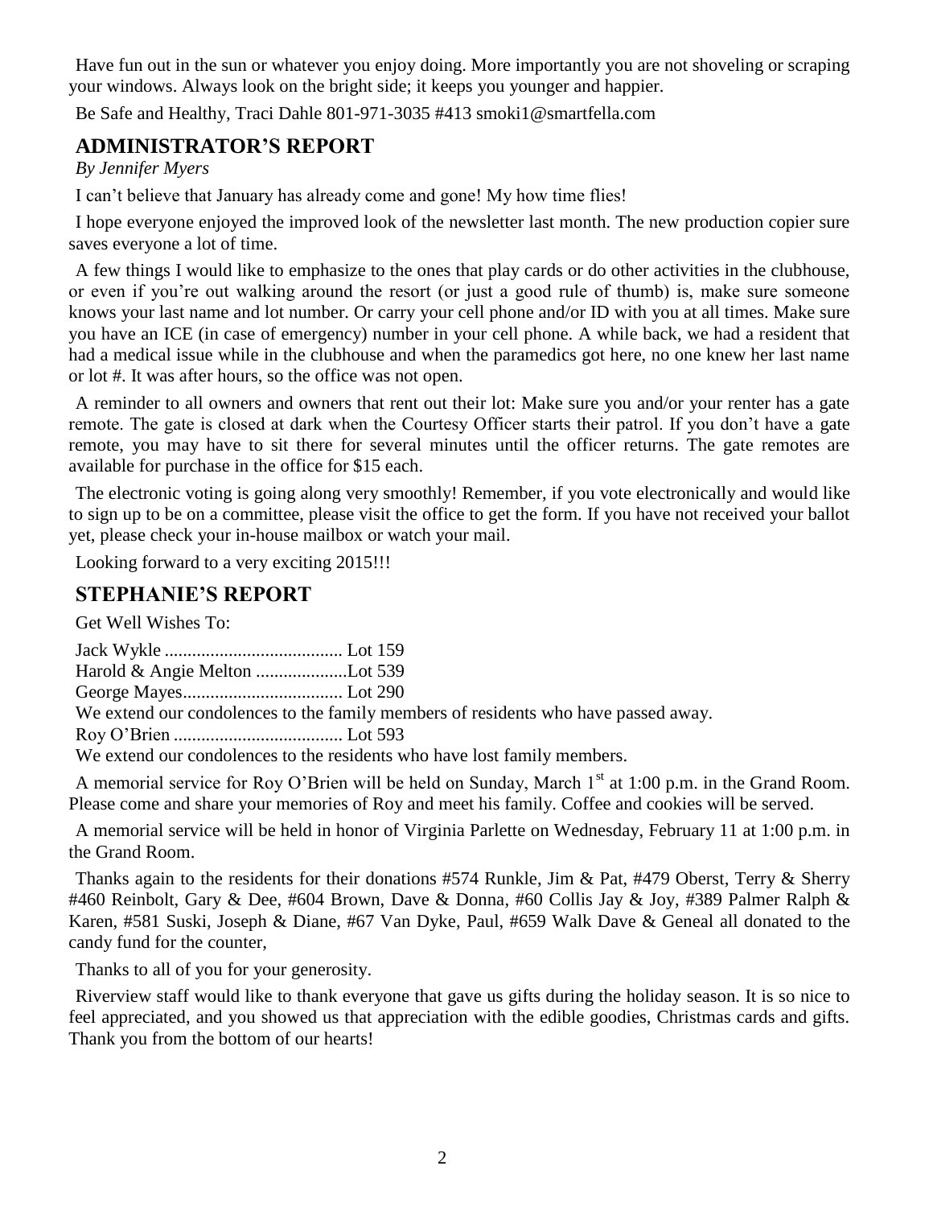Have fun out in the sun or whatever you enjoy doing. More importantly you are not shoveling or scraping your windows. Always look on the bright side; it keeps you younger and happier.

Be Safe and Healthy, Traci Dahle 801-971-3035 #413 smoki1@smartfella.com

## ADMINISTRATOR'S REPORT

*By Jennifer Myers*

I can't believe that January has already come and gone! My how time flies!

I hope everyone enjoyed the improved look of the newsletter last month. The new production copier sure saves everyone a lot of time.

A few things I would like to emphasize to the ones that play cards or do other activities in the clubhouse, or even if you're out walking around the resort (or just a good rule of thumb) is, make sure someone knows your last name and lot number. Or carry your cell phone and/or ID with you at all times. Make sure you have an ICE (in case of emergency) number in your cell phone. A while back, we had a resident that had a medical issue while in the clubhouse and when the paramedics got here, no one knew her last name or lot #. It was after hours, so the office was not open.

A reminder to all owners and owners that rent out their lot: Make sure you and/or your renter has a gate remote. The gate is closed at dark when the Courtesy Officer starts their patrol. If you don't have a gate remote, you may have to sit there for several minutes until the officer returns. The gate remotes are available for purchase in the office for $15 each.

The electronic voting is going along very smoothly! Remember, if you vote electronically and would like to sign up to be on a committee, please visit the office to get the form. If you have not received your ballot yet, please check your in-house mailbox or watch your mail.

Looking forward to a very exciting 2015!!!

## STEPHANIE'S REPORT

Get Well Wishes To:

Jack Wykle ....................................... Lot 159
Harold & Angie Melton ....................Lot 539
George Mayes................................... Lot 290

We extend our condolences to the family members of residents who have passed away.

Roy O'Brien ..................................... Lot 593

We extend our condolences to the residents who have lost family members.

A memorial service for Roy O'Brien will be held on Sunday, March 1st at 1:00 p.m. in the Grand Room. Please come and share your memories of Roy and meet his family. Coffee and cookies will be served.

A memorial service will be held in honor of Virginia Parlette on Wednesday, February 11 at 1:00 p.m. in the Grand Room.

Thanks again to the residents for their donations #574 Runkle, Jim & Pat, #479 Oberst, Terry & Sherry #460 Reinbolt, Gary & Dee, #604 Brown, Dave & Donna, #60 Collis Jay & Joy, #389 Palmer Ralph & Karen, #581 Suski, Joseph & Diane, #67 Van Dyke, Paul, #659 Walk Dave & Geneal all donated to the candy fund for the counter,

Thanks to all of you for your generosity.

Riverview staff would like to thank everyone that gave us gifts during the holiday season. It is so nice to feel appreciated, and you showed us that appreciation with the edible goodies, Christmas cards and gifts. Thank you from the bottom of our hearts!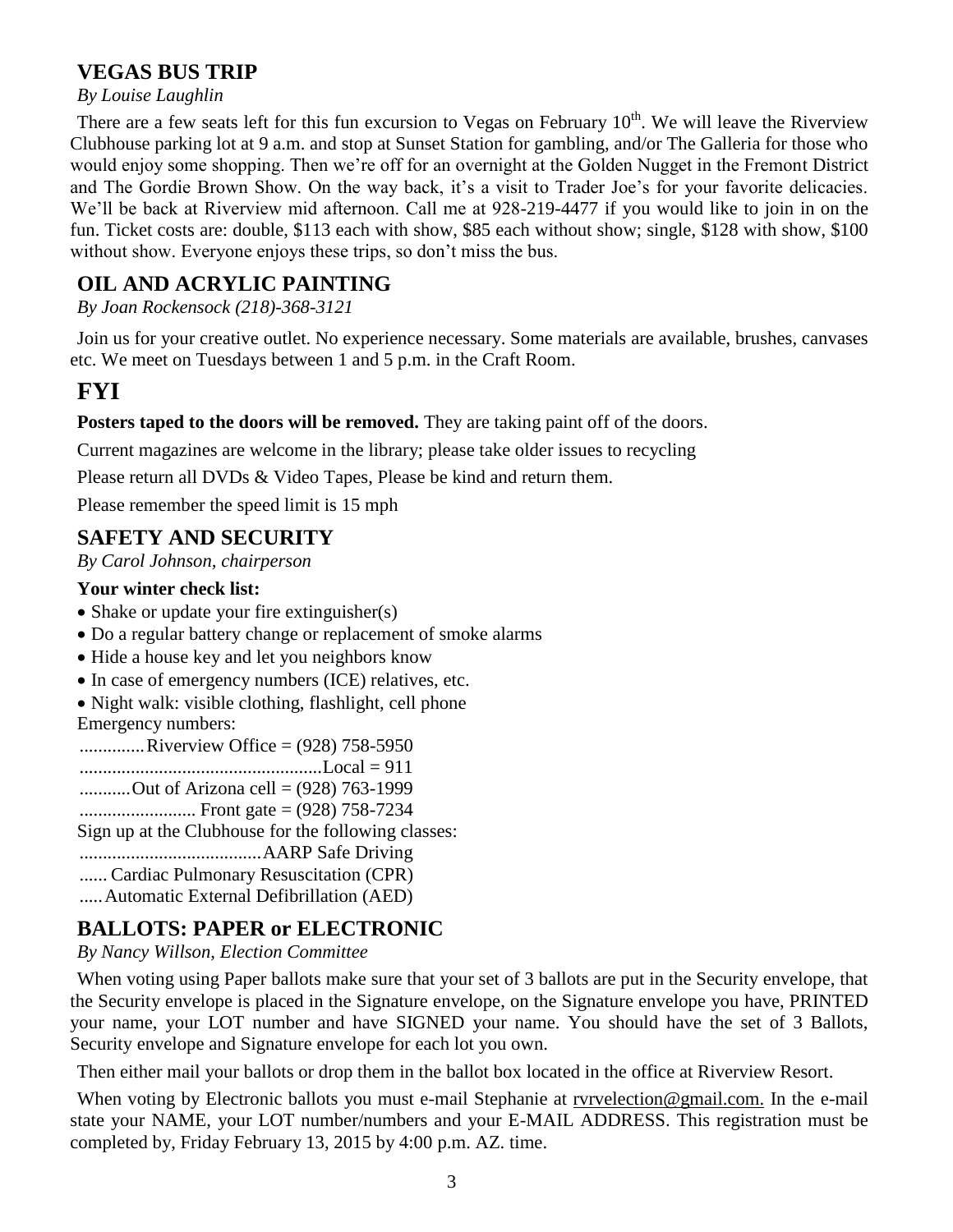## VEGAS BUS TRIP

*By Louise Laughlin*

There are a few seats left for this fun excursion to Vegas on February 10th. We will leave the Riverview Clubhouse parking lot at 9 a.m. and stop at Sunset Station for gambling, and/or The Galleria for those who would enjoy some shopping. Then we're off for an overnight at the Golden Nugget in the Fremont District and The Gordie Brown Show. On the way back, it's a visit to Trader Joe's for your favorite delicacies. We'll be back at Riverview mid afternoon. Call me at 928-219-4477 if you would like to join in on the fun. Ticket costs are: double, $113 each with show, $85 each without show; single, $128 with show, $100 without show. Everyone enjoys these trips, so don't miss the bus.

## OIL AND ACRYLIC PAINTING

*By Joan Rockensock (218)-368-3121*

Join us for your creative outlet. No experience necessary. Some materials are available, brushes, canvases etc. We meet on Tuesdays between 1 and 5 p.m. in the Craft Room.

# FYI

**Posters taped to the doors will be removed.** They are taking paint off of the doors.

Current magazines are welcome in the library; please take older issues to recycling

Please return all DVDs & Video Tapes, Please be kind and return them.

Please remember the speed limit is 15 mph

## SAFETY AND SECURITY

*By Carol Johnson, chairperson*

**Your winter check list:**

- Shake or update your fire extinguisher(s)
- Do a regular battery change or replacement of smoke alarms
- Hide a house key and let you neighbors know
- In case of emergency numbers (ICE) relatives, etc.
- Night walk: visible clothing, flashlight, cell phone

Emergency numbers:

..............Riverview Office = (928) 758-5950

....................................................Local = 911

...........Out of Arizona cell = (928) 763-1999

......................... Front gate = (928) 758-7234

Sign up at the Clubhouse for the following classes:

.......................................AARP Safe Driving

...... Cardiac Pulmonary Resuscitation (CPR)

.....Automatic External Defibrillation (AED)

## BALLOTS: PAPER or ELECTRONIC

*By Nancy Willson, Election Committee*

When voting using Paper ballots make sure that your set of 3 ballots are put in the Security envelope, that the Security envelope is placed in the Signature envelope, on the Signature envelope you have, PRINTED your name, your LOT number and have SIGNED your name. You should have the set of 3 Ballots, Security envelope and Signature envelope for each lot you own.

Then either mail your ballots or drop them in the ballot box located in the office at Riverview Resort.

When voting by Electronic ballots you must e-mail Stephanie at rvrvelection@gmail.com. In the e-mail state your NAME, your LOT number/numbers and your E-MAIL ADDRESS. This registration must be completed by, Friday February 13, 2015 by 4:00 p.m. AZ. time.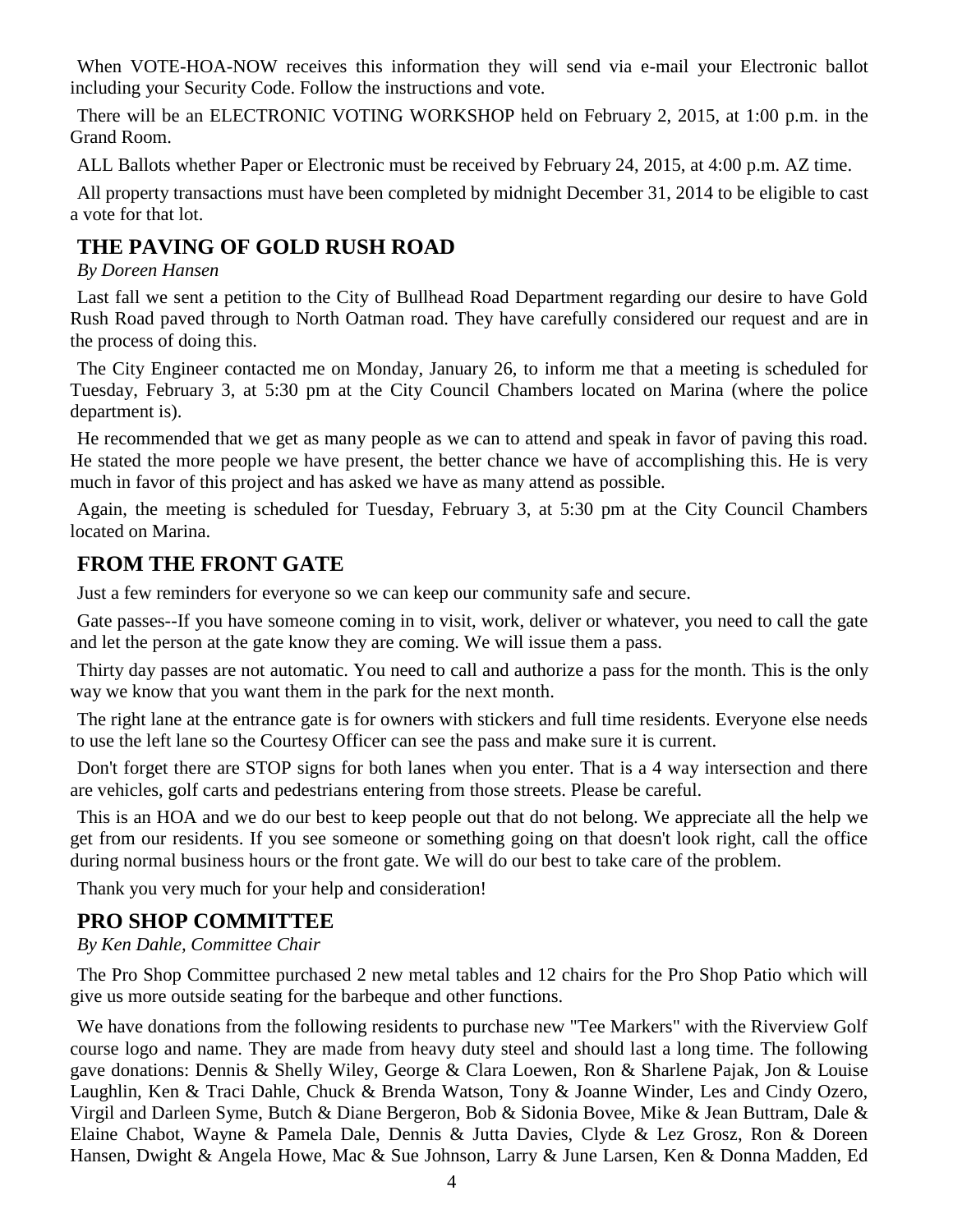When VOTE-HOA-NOW receives this information they will send via e-mail your Electronic ballot including your Security Code. Follow the instructions and vote.

There will be an ELECTRONIC VOTING WORKSHOP held on February 2, 2015, at 1:00 p.m. in the Grand Room.

ALL Ballots whether Paper or Electronic must be received by February 24, 2015, at 4:00 p.m. AZ time.

All property transactions must have been completed by midnight December 31, 2014 to be eligible to cast a vote for that lot.

## THE PAVING OF GOLD RUSH ROAD

*By Doreen Hansen*

Last fall we sent a petition to the City of Bullhead Road Department regarding our desire to have Gold Rush Road paved through to North Oatman road. They have carefully considered our request and are in the process of doing this.

The City Engineer contacted me on Monday, January 26, to inform me that a meeting is scheduled for Tuesday, February 3, at 5:30 pm at the City Council Chambers located on Marina (where the police department is).

He recommended that we get as many people as we can to attend and speak in favor of paving this road. He stated the more people we have present, the better chance we have of accomplishing this. He is very much in favor of this project and has asked we have as many attend as possible.

Again, the meeting is scheduled for Tuesday, February 3, at 5:30 pm at the City Council Chambers located on Marina.

## FROM THE FRONT GATE

Just a few reminders for everyone so we can keep our community safe and secure.

Gate passes--If you have someone coming in to visit, work, deliver or whatever, you need to call the gate and let the person at the gate know they are coming. We will issue them a pass.

Thirty day passes are not automatic. You need to call and authorize a pass for the month. This is the only way we know that you want them in the park for the next month.

The right lane at the entrance gate is for owners with stickers and full time residents. Everyone else needs to use the left lane so the Courtesy Officer can see the pass and make sure it is current.

Don't forget there are STOP signs for both lanes when you enter. That is a 4 way intersection and there are vehicles, golf carts and pedestrians entering from those streets. Please be careful.

This is an HOA and we do our best to keep people out that do not belong. We appreciate all the help we get from our residents. If you see someone or something going on that doesn't look right, call the office during normal business hours or the front gate. We will do our best to take care of the problem.

Thank you very much for your help and consideration!

## PRO SHOP COMMITTEE

*By Ken Dahle, Committee Chair*

The Pro Shop Committee purchased 2 new metal tables and 12 chairs for the Pro Shop Patio which will give us more outside seating for the barbeque and other functions.

We have donations from the following residents to purchase new "Tee Markers" with the Riverview Golf course logo and name. They are made from heavy duty steel and should last a long time. The following gave donations: Dennis & Shelly Wiley, George & Clara Loewen, Ron & Sharlene Pajak, Jon & Louise Laughlin, Ken & Traci Dahle, Chuck & Brenda Watson, Tony & Joanne Winder, Les and Cindy Ozero, Virgil and Darleen Syme, Butch & Diane Bergeron, Bob & Sidonia Bovee, Mike & Jean Buttram, Dale & Elaine Chabot, Wayne & Pamela Dale, Dennis & Jutta Davies, Clyde & Lez Grosz, Ron & Doreen Hansen, Dwight & Angela Howe, Mac & Sue Johnson, Larry & June Larsen, Ken & Donna Madden, Ed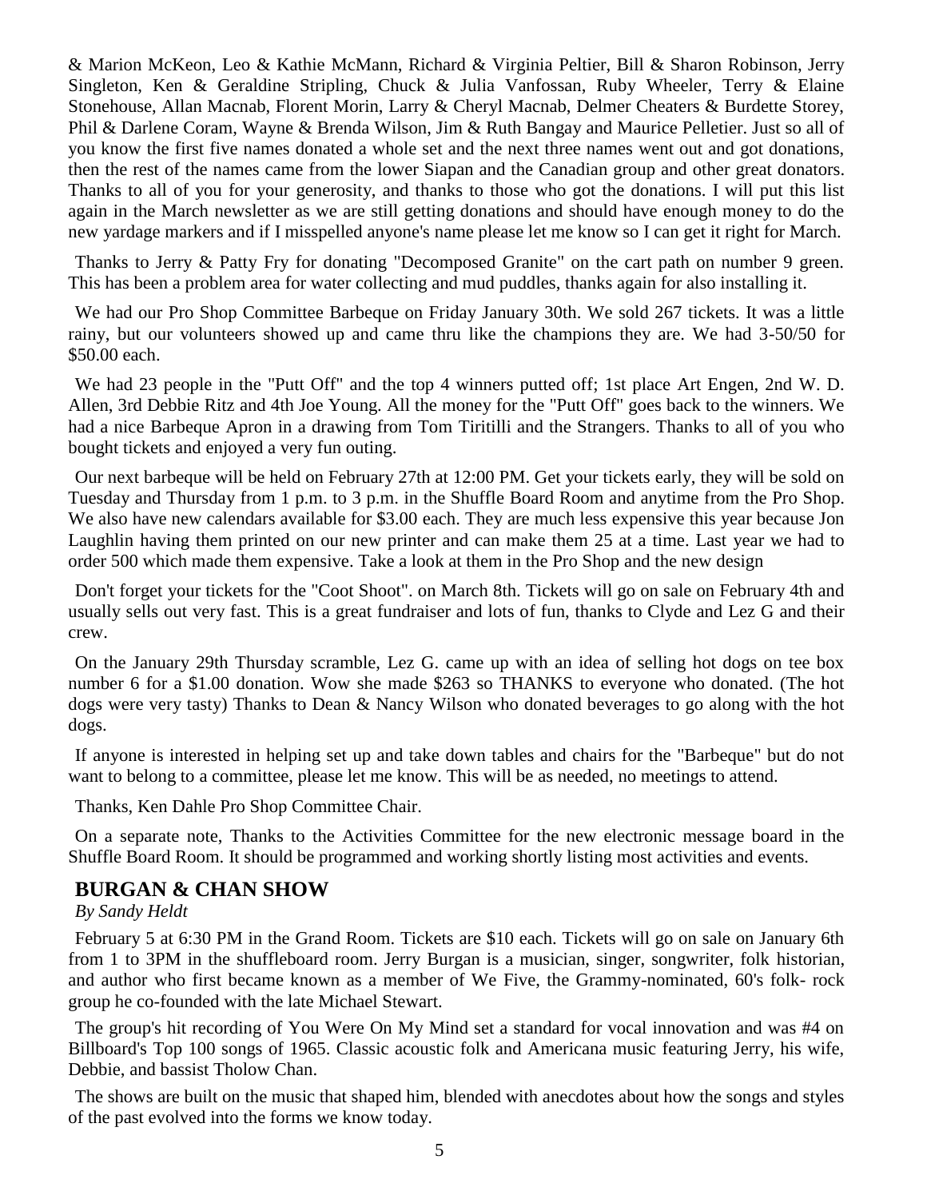& Marion McKeon, Leo & Kathie McMann, Richard & Virginia Peltier, Bill & Sharon Robinson, Jerry Singleton, Ken & Geraldine Stripling, Chuck & Julia Vanfossan, Ruby Wheeler, Terry & Elaine Stonehouse, Allan Macnab, Florent Morin, Larry & Cheryl Macnab, Delmer Cheaters & Burdette Storey, Phil & Darlene Coram, Wayne & Brenda Wilson, Jim & Ruth Bangay and Maurice Pelletier. Just so all of you know the first five names donated a whole set and the next three names went out and got donations, then the rest of the names came from the lower Siapan and the Canadian group and other great donators. Thanks to all of you for your generosity, and thanks to those who got the donations. I will put this list again in the March newsletter as we are still getting donations and should have enough money to do the new yardage markers and if I misspelled anyone's name please let me know so I can get it right for March.

Thanks to Jerry & Patty Fry for donating "Decomposed Granite" on the cart path on number 9 green. This has been a problem area for water collecting and mud puddles, thanks again for also installing it.

We had our Pro Shop Committee Barbeque on Friday January 30th. We sold 267 tickets. It was a little rainy, but our volunteers showed up and came thru like the champions they are. We had 3-50/50 for $50.00 each.

We had 23 people in the "Putt Off" and the top 4 winners putted off; 1st place Art Engen, 2nd W. D. Allen, 3rd Debbie Ritz and 4th Joe Young. All the money for the "Putt Off" goes back to the winners. We had a nice Barbeque Apron in a drawing from Tom Tiritilli and the Strangers. Thanks to all of you who bought tickets and enjoyed a very fun outing.

Our next barbeque will be held on February 27th at 12:00 PM. Get your tickets early, they will be sold on Tuesday and Thursday from 1 p.m. to 3 p.m. in the Shuffle Board Room and anytime from the Pro Shop. We also have new calendars available for $3.00 each. They are much less expensive this year because Jon Laughlin having them printed on our new printer and can make them 25 at a time. Last year we had to order 500 which made them expensive. Take a look at them in the Pro Shop and the new design

Don't forget your tickets for the "Coot Shoot". on March 8th. Tickets will go on sale on February 4th and usually sells out very fast. This is a great fundraiser and lots of fun, thanks to Clyde and Lez G and their crew.

On the January 29th Thursday scramble, Lez G. came up with an idea of selling hot dogs on tee box number 6 for a $1.00 donation. Wow she made $263 so THANKS to everyone who donated. (The hot dogs were very tasty) Thanks to Dean & Nancy Wilson who donated beverages to go along with the hot dogs.

If anyone is interested in helping set up and take down tables and chairs for the "Barbeque" but do not want to belong to a committee, please let me know. This will be as needed, no meetings to attend.

Thanks, Ken Dahle Pro Shop Committee Chair.

On a separate note, Thanks to the Activities Committee for the new electronic message board in the Shuffle Board Room. It should be programmed and working shortly listing most activities and events.

## BURGAN & CHAN SHOW

*By Sandy Heldt*

February 5 at 6:30 PM in the Grand Room. Tickets are $10 each. Tickets will go on sale on January 6th from 1 to 3PM in the shuffleboard room. Jerry Burgan is a musician, singer, songwriter, folk historian, and author who first became known as a member of We Five, the Grammy-nominated, 60's folk- rock group he co-founded with the late Michael Stewart.

The group's hit recording of You Were On My Mind set a standard for vocal innovation and was #4 on Billboard's Top 100 songs of 1965. Classic acoustic folk and Americana music featuring Jerry, his wife, Debbie, and bassist Tholow Chan.

The shows are built on the music that shaped him, blended with anecdotes about how the songs and styles of the past evolved into the forms we know today.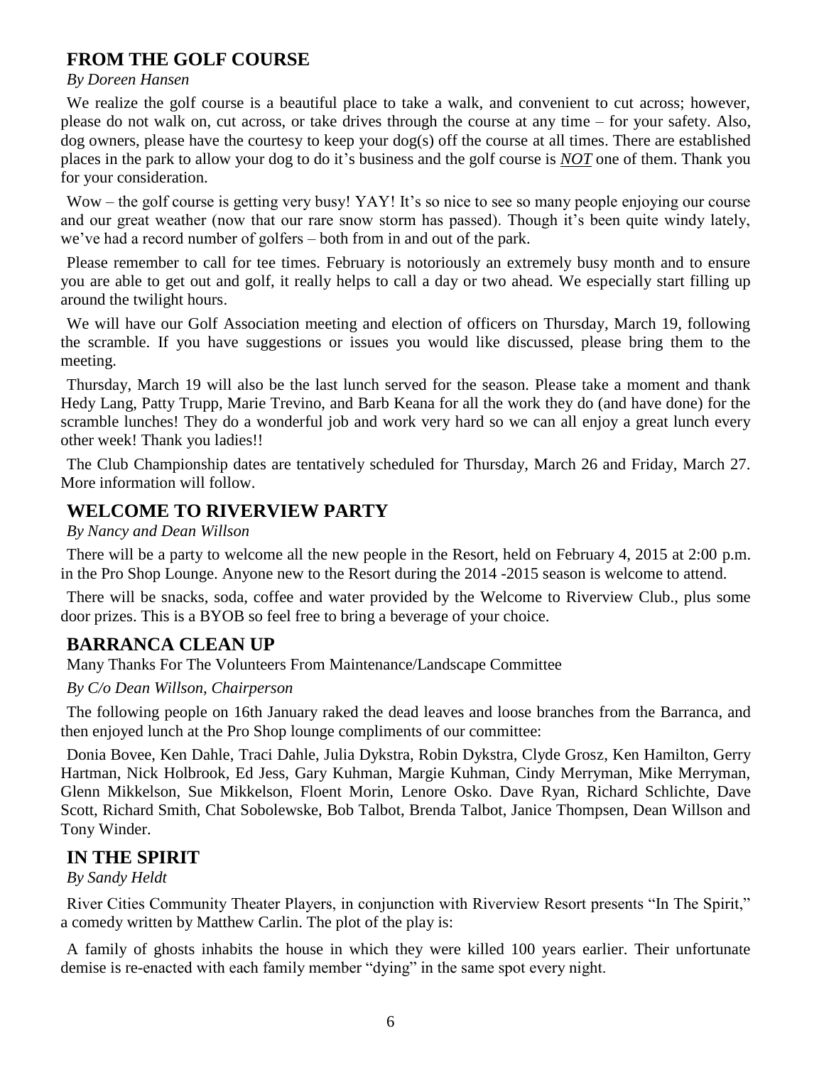## FROM THE GOLF COURSE

*By Doreen Hansen*

We realize the golf course is a beautiful place to take a walk, and convenient to cut across; however, please do not walk on, cut across, or take drives through the course at any time – for your safety. Also, dog owners, please have the courtesy to keep your dog(s) off the course at all times. There are established places in the park to allow your dog to do it's business and the golf course is ***NOT*** one of them. Thank you for your consideration.

Wow – the golf course is getting very busy! YAY! It's so nice to see so many people enjoying our course and our great weather (now that our rare snow storm has passed). Though it's been quite windy lately, we've had a record number of golfers – both from in and out of the park.

Please remember to call for tee times. February is notoriously an extremely busy month and to ensure you are able to get out and golf, it really helps to call a day or two ahead. We especially start filling up around the twilight hours.

We will have our Golf Association meeting and election of officers on Thursday, March 19, following the scramble. If you have suggestions or issues you would like discussed, please bring them to the meeting.

Thursday, March 19 will also be the last lunch served for the season. Please take a moment and thank Hedy Lang, Patty Trupp, Marie Trevino, and Barb Keana for all the work they do (and have done) for the scramble lunches! They do a wonderful job and work very hard so we can all enjoy a great lunch every other week! Thank you ladies!!

The Club Championship dates are tentatively scheduled for Thursday, March 26 and Friday, March 27. More information will follow.

## WELCOME TO RIVERVIEW PARTY

*By Nancy and Dean Willson*

There will be a party to welcome all the new people in the Resort, held on February 4, 2015 at 2:00 p.m. in the Pro Shop Lounge. Anyone new to the Resort during the 2014 -2015 season is welcome to attend.

There will be snacks, soda, coffee and water provided by the Welcome to Riverview Club., plus some door prizes. This is a BYOB so feel free to bring a beverage of your choice.

## BARRANCA CLEAN UP

Many Thanks For The Volunteers From Maintenance/Landscape Committee

*By C/o Dean Willson, Chairperson*

The following people on 16th January raked the dead leaves and loose branches from the Barranca, and then enjoyed lunch at the Pro Shop lounge compliments of our committee:

Donia Bovee, Ken Dahle, Traci Dahle, Julia Dykstra, Robin Dykstra, Clyde Grosz, Ken Hamilton, Gerry Hartman, Nick Holbrook, Ed Jess, Gary Kuhman, Margie Kuhman, Cindy Merryman, Mike Merryman, Glenn Mikkelson, Sue Mikkelson, Floent Morin, Lenore Osko. Dave Ryan, Richard Schlichte, Dave Scott, Richard Smith, Chat Sobolewske, Bob Talbot, Brenda Talbot, Janice Thompsen, Dean Willson and Tony Winder.

## IN THE SPIRIT

*By Sandy Heldt*

River Cities Community Theater Players, in conjunction with Riverview Resort presents "In The Spirit," a comedy written by Matthew Carlin. The plot of the play is:

A family of ghosts inhabits the house in which they were killed 100 years earlier. Their unfortunate demise is re-enacted with each family member "dying" in the same spot every night.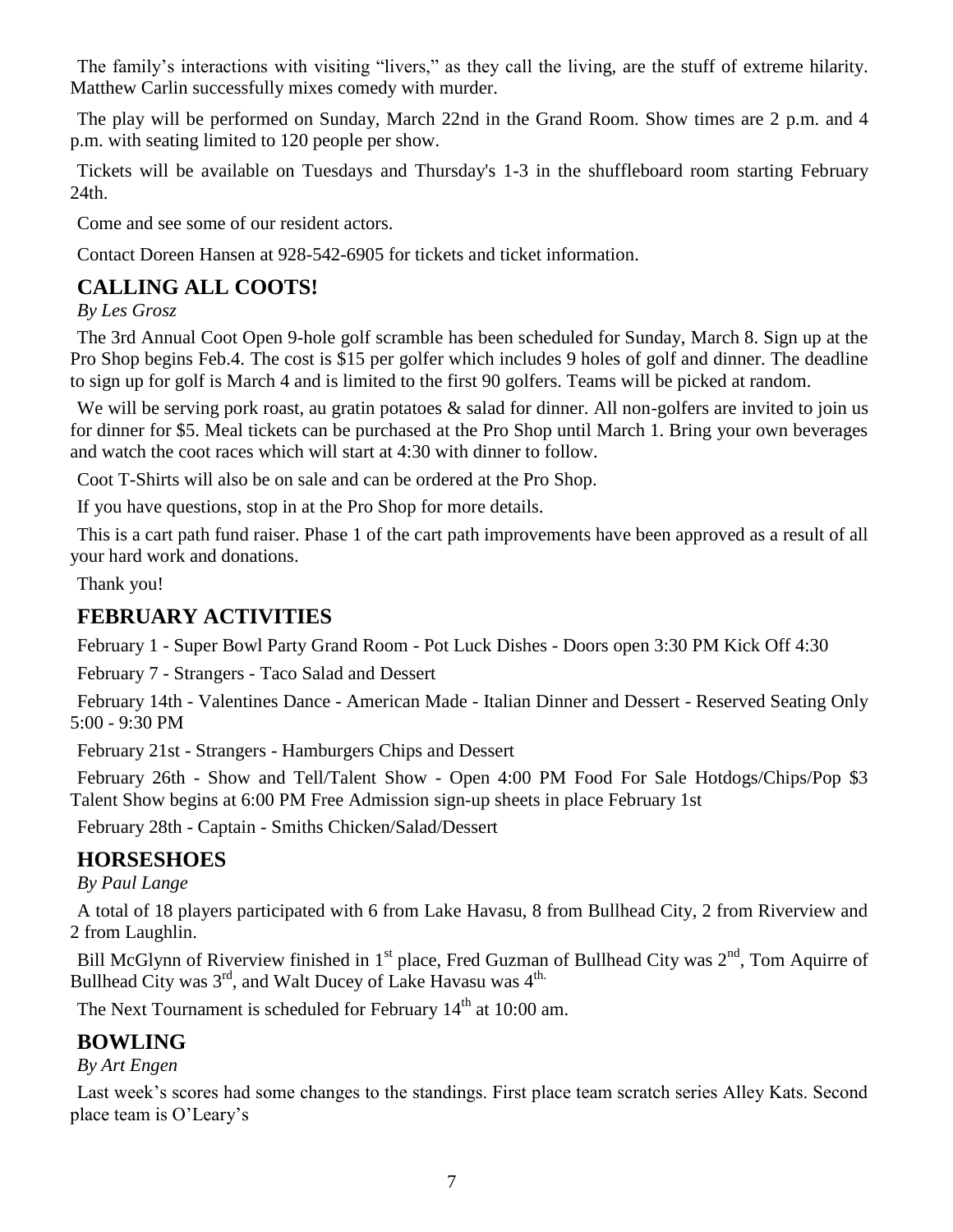The family's interactions with visiting "livers," as they call the living, are the stuff of extreme hilarity. Matthew Carlin successfully mixes comedy with murder.

The play will be performed on Sunday, March 22nd in the Grand Room. Show times are 2 p.m. and 4 p.m. with seating limited to 120 people per show.

Tickets will be available on Tuesdays and Thursday's 1-3 in the shuffleboard room starting February 24th.

Come and see some of our resident actors.

Contact Doreen Hansen at 928-542-6905 for tickets and ticket information.

## CALLING ALL COOTS!

*By Les Grosz*

The 3rd Annual Coot Open 9-hole golf scramble has been scheduled for Sunday, March 8. Sign up at the Pro Shop begins Feb.4. The cost is $15 per golfer which includes 9 holes of golf and dinner. The deadline to sign up for golf is March 4 and is limited to the first 90 golfers. Teams will be picked at random.

We will be serving pork roast, au gratin potatoes & salad for dinner. All non-golfers are invited to join us for dinner for $5. Meal tickets can be purchased at the Pro Shop until March 1. Bring your own beverages and watch the coot races which will start at 4:30 with dinner to follow.

Coot T-Shirts will also be on sale and can be ordered at the Pro Shop.

If you have questions, stop in at the Pro Shop for more details.

This is a cart path fund raiser. Phase 1 of the cart path improvements have been approved as a result of all your hard work and donations.

Thank you!

## FEBRUARY ACTIVITIES

February 1 - Super Bowl Party Grand Room - Pot Luck Dishes - Doors open 3:30 PM Kick Off 4:30

February 7 - Strangers - Taco Salad and Dessert

February 14th - Valentines Dance - American Made - Italian Dinner and Dessert - Reserved Seating Only 5:00 - 9:30 PM

February 21st - Strangers - Hamburgers Chips and Dessert

February 26th - Show and Tell/Talent Show - Open 4:00 PM Food For Sale Hotdogs/Chips/Pop $3 Talent Show begins at 6:00 PM Free Admission sign-up sheets in place February 1st

February 28th - Captain - Smiths Chicken/Salad/Dessert

## HORSESHOES

*By Paul Lange*

A total of 18 players participated with 6 from Lake Havasu, 8 from Bullhead City, 2 from Riverview and 2 from Laughlin.

Bill McGlynn of Riverview finished in 1st place, Fred Guzman of Bullhead City was 2nd, Tom Aquirre of Bullhead City was 3rd, and Walt Ducey of Lake Havasu was 4th.

The Next Tournament is scheduled for February 14th at 10:00 am.

## BOWLING

*By Art Engen*

Last week's scores had some changes to the standings. First place team scratch series Alley Kats. Second place team is O'Leary's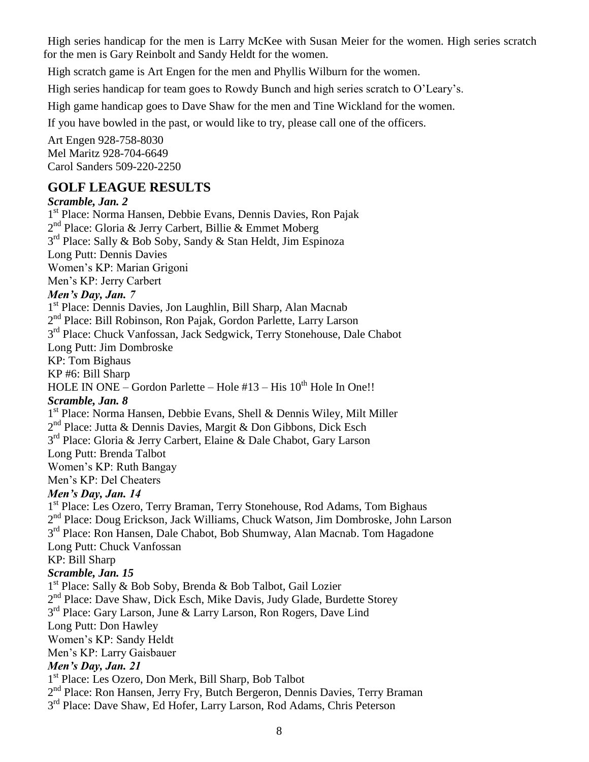High series handicap for the men is Larry McKee with Susan Meier for the women. High series scratch for the men is Gary Reinbolt and Sandy Heldt for the women.

High scratch game is Art Engen for the men and Phyllis Wilburn for the women.

High series handicap for team goes to Rowdy Bunch and high series scratch to O'Leary's.

High game handicap goes to Dave Shaw for the men and Tine Wickland for the women.

If you have bowled in the past, or would like to try, please call one of the officers.

Art Engen 928-758-8030
Mel Maritz 928-704-6649
Carol Sanders 509-220-2250

## GOLF LEAGUE RESULTS

***Scramble, Jan. 2***

1st Place: Norma Hansen, Debbie Evans, Dennis Davies, Ron Pajak
2nd Place: Gloria & Jerry Carbert, Billie & Emmet Moberg
3rd Place: Sally & Bob Soby, Sandy & Stan Heldt, Jim Espinoza
Long Putt: Dennis Davies
Women's KP: Marian Grigoni
Men's KP: Jerry Carbert

***Men's Day, Jan. 7***

1st Place: Dennis Davies, Jon Laughlin, Bill Sharp, Alan Macnab
2nd Place: Bill Robinson, Ron Pajak, Gordon Parlette, Larry Larson
3rd Place: Chuck Vanfossan, Jack Sedgwick, Terry Stonehouse, Dale Chabot
Long Putt: Jim Dombroske
KP: Tom Bighaus
KP #6: Bill Sharp
HOLE IN ONE – Gordon Parlette – Hole #13 – His 10th Hole In One!!

***Scramble, Jan. 8***

1st Place: Norma Hansen, Debbie Evans, Shell & Dennis Wiley, Milt Miller
2nd Place: Jutta & Dennis Davies, Margit & Don Gibbons, Dick Esch
3rd Place: Gloria & Jerry Carbert, Elaine & Dale Chabot, Gary Larson
Long Putt: Brenda Talbot
Women's KP: Ruth Bangay
Men's KP: Del Cheaters

***Men's Day, Jan. 14***

1st Place: Les Ozero, Terry Braman, Terry Stonehouse, Rod Adams, Tom Bighaus
2nd Place: Doug Erickson, Jack Williams, Chuck Watson, Jim Dombroske, John Larson
3rd Place: Ron Hansen, Dale Chabot, Bob Shumway, Alan Macnab. Tom Hagadone
Long Putt: Chuck Vanfossan
KP: Bill Sharp

***Scramble, Jan. 15***

1st Place: Sally & Bob Soby, Brenda & Bob Talbot, Gail Lozier
2nd Place: Dave Shaw, Dick Esch, Mike Davis, Judy Glade, Burdette Storey
3rd Place: Gary Larson, June & Larry Larson, Ron Rogers, Dave Lind
Long Putt: Don Hawley
Women's KP: Sandy Heldt
Men's KP: Larry Gaisbauer

***Men's Day, Jan. 21***

1st Place: Les Ozero, Don Merk, Bill Sharp, Bob Talbot
2nd Place: Ron Hansen, Jerry Fry, Butch Bergeron, Dennis Davies, Terry Braman
3rd Place: Dave Shaw, Ed Hofer, Larry Larson, Rod Adams, Chris Peterson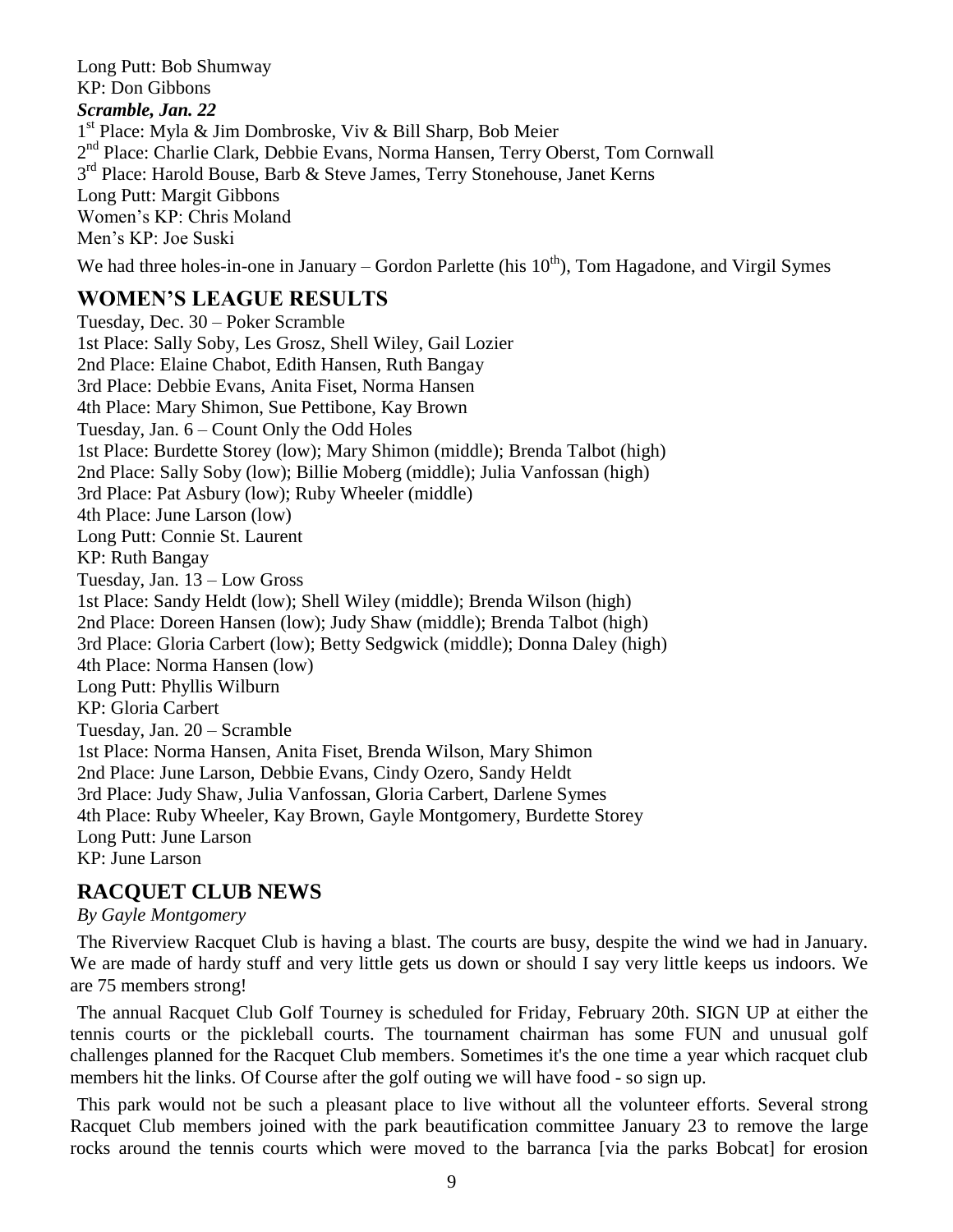Long Putt: Bob Shumway
KP: Don Gibbons

***Scramble, Jan. 22***

1st Place: Myla & Jim Dombroske, Viv & Bill Sharp, Bob Meier
2nd Place: Charlie Clark, Debbie Evans, Norma Hansen, Terry Oberst, Tom Cornwall
3rd Place: Harold Bouse, Barb & Steve James, Terry Stonehouse, Janet Kerns
Long Putt: Margit Gibbons
Women's KP: Chris Moland
Men's KP: Joe Suski

We had three holes-in-one in January – Gordon Parlette (his 10th), Tom Hagadone, and Virgil Symes

## WOMEN'S LEAGUE RESULTS

Tuesday, Dec. 30 – Poker Scramble
1st Place: Sally Soby, Les Grosz, Shell Wiley, Gail Lozier
2nd Place: Elaine Chabot, Edith Hansen, Ruth Bangay
3rd Place: Debbie Evans, Anita Fiset, Norma Hansen
4th Place: Mary Shimon, Sue Pettibone, Kay Brown

Tuesday, Jan. 6 – Count Only the Odd Holes
1st Place: Burdette Storey (low); Mary Shimon (middle); Brenda Talbot (high)
2nd Place: Sally Soby (low); Billie Moberg (middle); Julia Vanfossan (high)
3rd Place: Pat Asbury (low); Ruby Wheeler (middle)
4th Place: June Larson (low)
Long Putt: Connie St. Laurent
KP: Ruth Bangay

Tuesday, Jan. 13 – Low Gross
1st Place: Sandy Heldt (low); Shell Wiley (middle); Brenda Wilson (high)
2nd Place: Doreen Hansen (low); Judy Shaw (middle); Brenda Talbot (high)
3rd Place: Gloria Carbert (low); Betty Sedgwick (middle); Donna Daley (high)
4th Place: Norma Hansen (low)
Long Putt: Phyllis Wilburn
KP: Gloria Carbert

Tuesday, Jan. 20 – Scramble
1st Place: Norma Hansen, Anita Fiset, Brenda Wilson, Mary Shimon
2nd Place: June Larson, Debbie Evans, Cindy Ozero, Sandy Heldt
3rd Place: Judy Shaw, Julia Vanfossan, Gloria Carbert, Darlene Symes
4th Place: Ruby Wheeler, Kay Brown, Gayle Montgomery, Burdette Storey
Long Putt: June Larson
KP: June Larson

## RACQUET CLUB NEWS

*By Gayle Montgomery*

The Riverview Racquet Club is having a blast. The courts are busy, despite the wind we had in January. We are made of hardy stuff and very little gets us down or should I say very little keeps us indoors. We are 75 members strong!

The annual Racquet Club Golf Tourney is scheduled for Friday, February 20th. SIGN UP at either the tennis courts or the pickleball courts. The tournament chairman has some FUN and unusual golf challenges planned for the Racquet Club members. Sometimes it's the one time a year which racquet club members hit the links. Of Course after the golf outing we will have food - so sign up.

This park would not be such a pleasant place to live without all the volunteer efforts. Several strong Racquet Club members joined with the park beautification committee January 23 to remove the large rocks around the tennis courts which were moved to the barranca [via the parks Bobcat] for erosion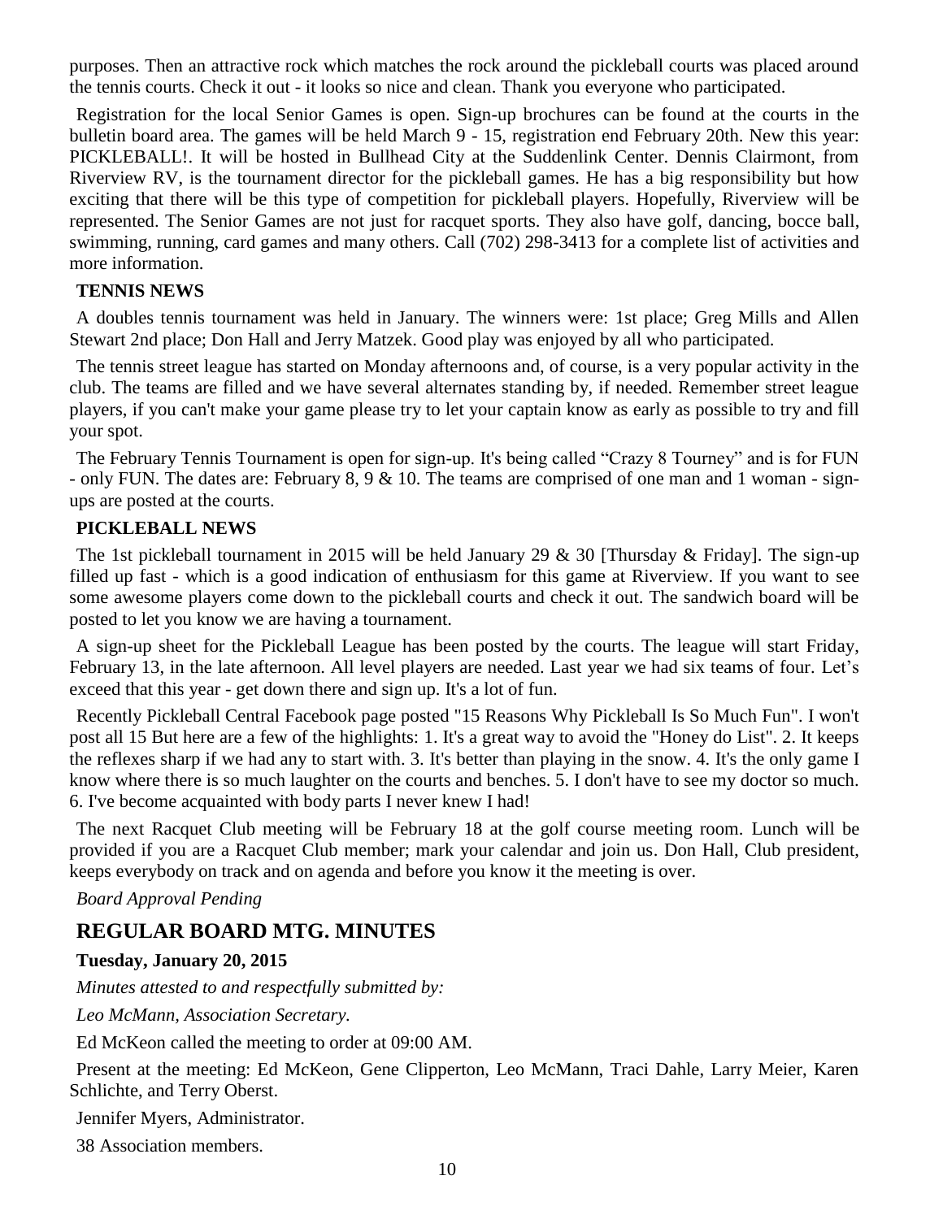purposes. Then an attractive rock which matches the rock around the pickleball courts was placed around the tennis courts. Check it out - it looks so nice and clean. Thank you everyone who participated.

Registration for the local Senior Games is open. Sign-up brochures can be found at the courts in the bulletin board area. The games will be held March 9 - 15, registration end February 20th. New this year: PICKLEBALL!. It will be hosted in Bullhead City at the Suddenlink Center. Dennis Clairmont, from Riverview RV, is the tournament director for the pickleball games. He has a big responsibility but how exciting that there will be this type of competition for pickleball players. Hopefully, Riverview will be represented. The Senior Games are not just for racquet sports. They also have golf, dancing, bocce ball, swimming, running, card games and many others. Call (702) 298-3413 for a complete list of activities and more information.

**TENNIS NEWS**

A doubles tennis tournament was held in January. The winners were: 1st place; Greg Mills and Allen Stewart 2nd place; Don Hall and Jerry Matzek. Good play was enjoyed by all who participated.

The tennis street league has started on Monday afternoons and, of course, is a very popular activity in the club. The teams are filled and we have several alternates standing by, if needed. Remember street league players, if you can't make your game please try to let your captain know as early as possible to try and fill your spot.

The February Tennis Tournament is open for sign-up. It's being called "Crazy 8 Tourney" and is for FUN - only FUN. The dates are: February 8, 9 & 10. The teams are comprised of one man and 1 woman - sign-ups are posted at the courts.

**PICKLEBALL NEWS**

The 1st pickleball tournament in 2015 will be held January 29 & 30 [Thursday & Friday]. The sign-up filled up fast - which is a good indication of enthusiasm for this game at Riverview. If you want to see some awesome players come down to the pickleball courts and check it out. The sandwich board will be posted to let you know we are having a tournament.

A sign-up sheet for the Pickleball League has been posted by the courts. The league will start Friday, February 13, in the late afternoon. All level players are needed. Last year we had six teams of four. Let's exceed that this year - get down there and sign up. It's a lot of fun.

Recently Pickleball Central Facebook page posted "15 Reasons Why Pickleball Is So Much Fun". I won't post all 15 But here are a few of the highlights: 1. It's a great way to avoid the "Honey do List". 2. It keeps the reflexes sharp if we had any to start with. 3. It's better than playing in the snow. 4. It's the only game I know where there is so much laughter on the courts and benches. 5. I don't have to see my doctor so much. 6. I've become acquainted with body parts I never knew I had!

The next Racquet Club meeting will be February 18 at the golf course meeting room. Lunch will be provided if you are a Racquet Club member; mark your calendar and join us. Don Hall, Club president, keeps everybody on track and on agenda and before you know it the meeting is over.

*Board Approval Pending*

## REGULAR BOARD MTG. MINUTES

**Tuesday, January 20, 2015**

*Minutes attested to and respectfully submitted by:*

*Leo McMann, Association Secretary.*

Ed McKeon called the meeting to order at 09:00 AM.

Present at the meeting: Ed McKeon, Gene Clipperton, Leo McMann, Traci Dahle, Larry Meier, Karen Schlichte, and Terry Oberst.

Jennifer Myers, Administrator.

38 Association members.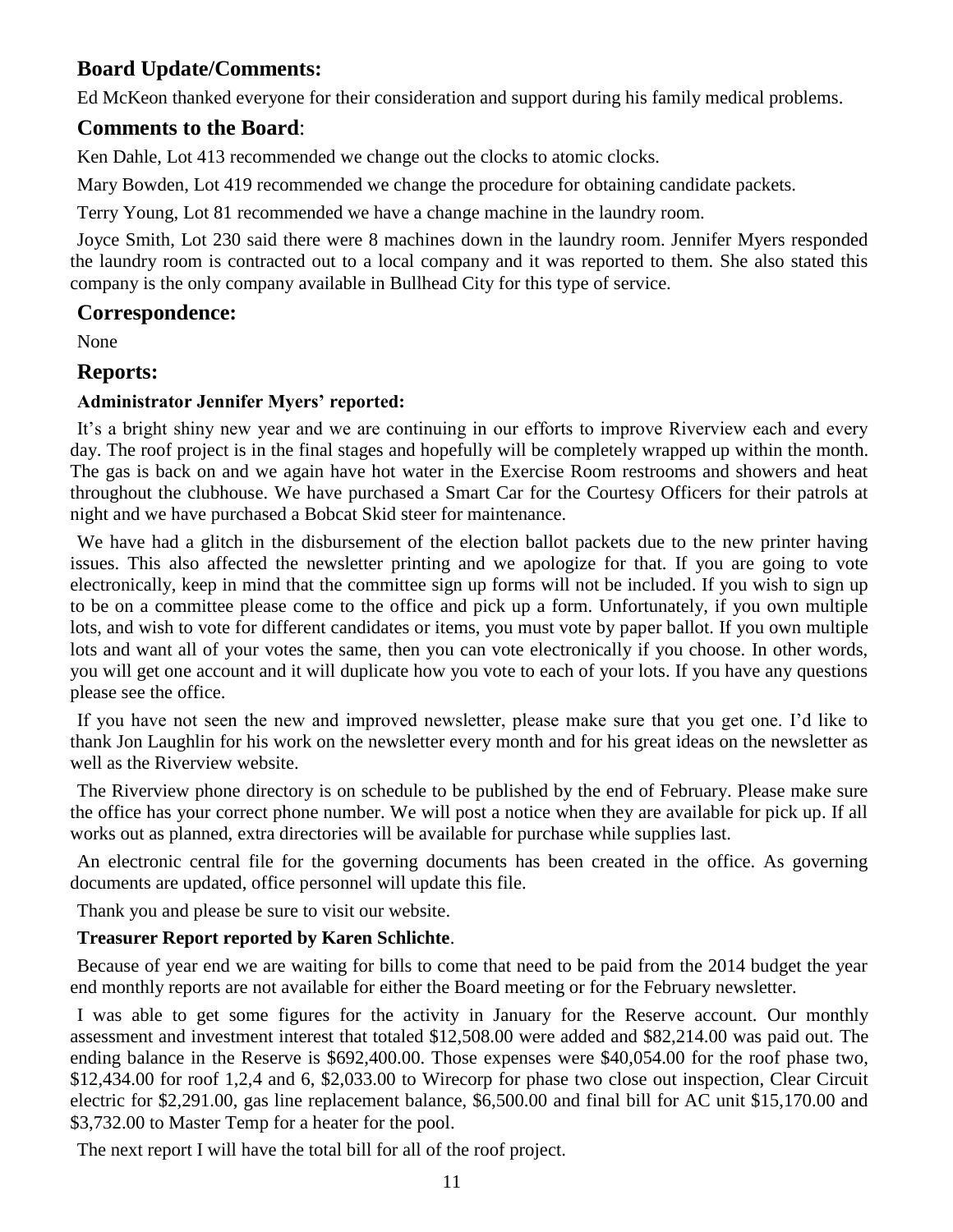## Board Update/Comments:

Ed McKeon thanked everyone for their consideration and support during his family medical problems.

## Comments to the Board:

Ken Dahle, Lot 413 recommended we change out the clocks to atomic clocks.

Mary Bowden, Lot 419 recommended we change the procedure for obtaining candidate packets.

Terry Young, Lot 81 recommended we have a change machine in the laundry room.

Joyce Smith, Lot 230 said there were 8 machines down in the laundry room. Jennifer Myers responded the laundry room is contracted out to a local company and it was reported to them. She also stated this company is the only company available in Bullhead City for this type of service.

## Correspondence:

None

## Reports:

### Administrator Jennifer Myers' reported:

It's a bright shiny new year and we are continuing in our efforts to improve Riverview each and every day. The roof project is in the final stages and hopefully will be completely wrapped up within the month. The gas is back on and we again have hot water in the Exercise Room restrooms and showers and heat throughout the clubhouse. We have purchased a Smart Car for the Courtesy Officers for their patrols at night and we have purchased a Bobcat Skid steer for maintenance.

We have had a glitch in the disbursement of the election ballot packets due to the new printer having issues. This also affected the newsletter printing and we apologize for that. If you are going to vote electronically, keep in mind that the committee sign up forms will not be included. If you wish to sign up to be on a committee please come to the office and pick up a form. Unfortunately, if you own multiple lots, and wish to vote for different candidates or items, you must vote by paper ballot. If you own multiple lots and want all of your votes the same, then you can vote electronically if you choose. In other words, you will get one account and it will duplicate how you vote to each of your lots. If you have any questions please see the office.

If you have not seen the new and improved newsletter, please make sure that you get one. I'd like to thank Jon Laughlin for his work on the newsletter every month and for his great ideas on the newsletter as well as the Riverview website.

The Riverview phone directory is on schedule to be published by the end of February. Please make sure the office has your correct phone number. We will post a notice when they are available for pick up. If all works out as planned, extra directories will be available for purchase while supplies last.

An electronic central file for the governing documents has been created in the office. As governing documents are updated, office personnel will update this file.

Thank you and please be sure to visit our website.

### Treasurer Report reported by Karen Schlichte.

Because of year end we are waiting for bills to come that need to be paid from the 2014 budget the year end monthly reports are not available for either the Board meeting or for the February newsletter.

I was able to get some figures for the activity in January for the Reserve account. Our monthly assessment and investment interest that totaled $12,508.00 were added and $82,214.00 was paid out. The ending balance in the Reserve is $692,400.00. Those expenses were $40,054.00 for the roof phase two, $12,434.00 for roof 1,2,4 and 6, $2,033.00 to Wirecorp for phase two close out inspection, Clear Circuit electric for $2,291.00, gas line replacement balance, $6,500.00 and final bill for AC unit $15,170.00 and $3,732.00 to Master Temp for a heater for the pool.

The next report I will have the total bill for all of the roof project.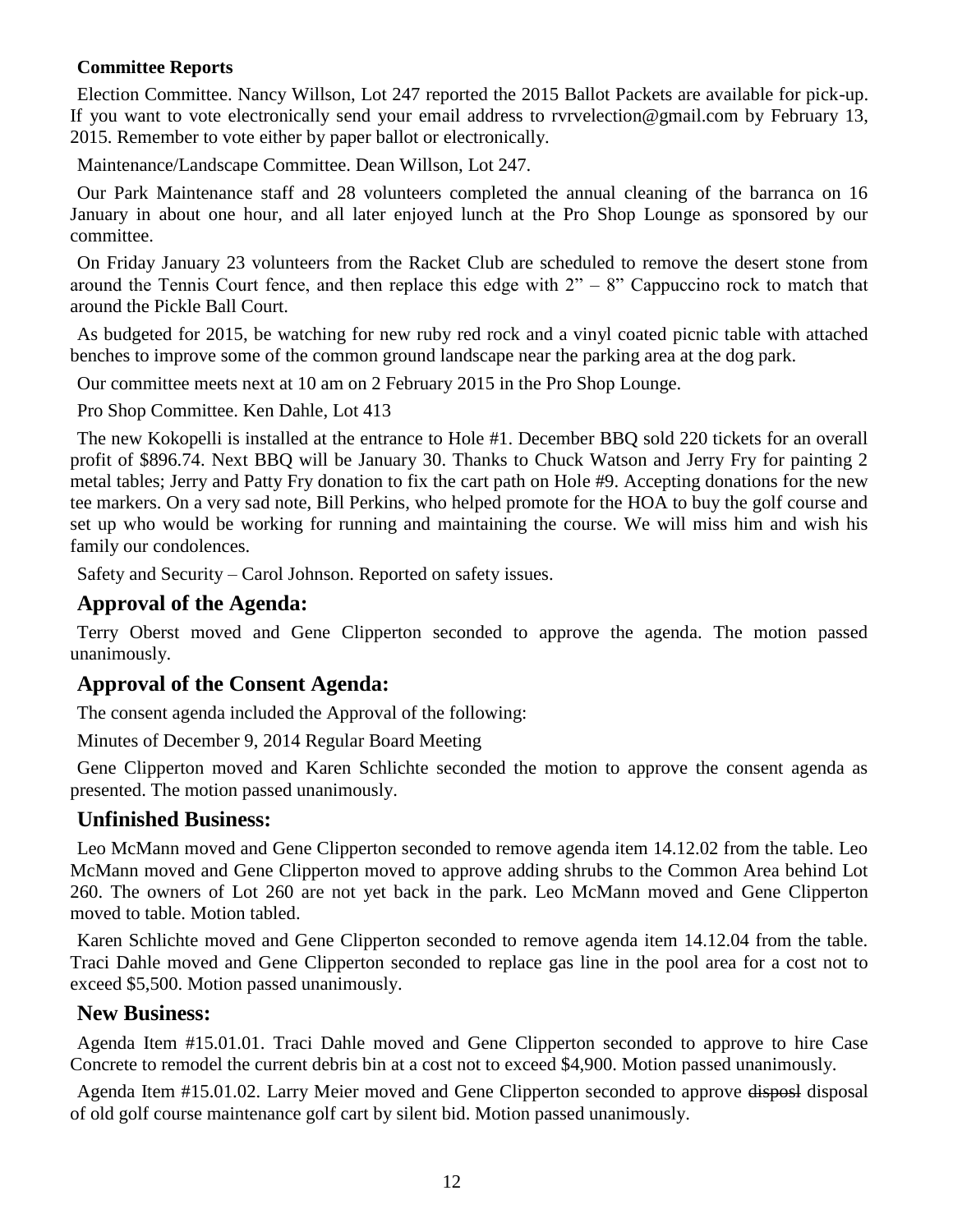**Committee Reports**

Election Committee. Nancy Willson, Lot 247 reported the 2015 Ballot Packets are available for pick-up. If you want to vote electronically send your email address to rvrvelection@gmail.com by February 13, 2015. Remember to vote either by paper ballot or electronically.

Maintenance/Landscape Committee. Dean Willson, Lot 247.

Our Park Maintenance staff and 28 volunteers completed the annual cleaning of the barranca on 16 January in about one hour, and all later enjoyed lunch at the Pro Shop Lounge as sponsored by our committee.

On Friday January 23 volunteers from the Racket Club are scheduled to remove the desert stone from around the Tennis Court fence, and then replace this edge with 2" – 8" Cappuccino rock to match that around the Pickle Ball Court.

As budgeted for 2015, be watching for new ruby red rock and a vinyl coated picnic table with attached benches to improve some of the common ground landscape near the parking area at the dog park.

Our committee meets next at 10 am on 2 February 2015 in the Pro Shop Lounge.

Pro Shop Committee. Ken Dahle, Lot 413

The new Kokopelli is installed at the entrance to Hole #1. December BBQ sold 220 tickets for an overall profit of $896.74. Next BBQ will be January 30. Thanks to Chuck Watson and Jerry Fry for painting 2 metal tables; Jerry and Patty Fry donation to fix the cart path on Hole #9. Accepting donations for the new tee markers. On a very sad note, Bill Perkins, who helped promote for the HOA to buy the golf course and set up who would be working for running and maintaining the course. We will miss him and wish his family our condolences.

Safety and Security – Carol Johnson. Reported on safety issues.

## Approval of the Agenda:

Terry Oberst moved and Gene Clipperton seconded to approve the agenda. The motion passed unanimously.

## Approval of the Consent Agenda:

The consent agenda included the Approval of the following:

Minutes of December 9, 2014 Regular Board Meeting

Gene Clipperton moved and Karen Schlichte seconded the motion to approve the consent agenda as presented. The motion passed unanimously.

## Unfinished Business:

Leo McMann moved and Gene Clipperton seconded to remove agenda item 14.12.02 from the table. Leo McMann moved and Gene Clipperton moved to approve adding shrubs to the Common Area behind Lot 260. The owners of Lot 260 are not yet back in the park. Leo McMann moved and Gene Clipperton moved to table. Motion tabled.

Karen Schlichte moved and Gene Clipperton seconded to remove agenda item 14.12.04 from the table. Traci Dahle moved and Gene Clipperton seconded to replace gas line in the pool area for a cost not to exceed $5,500. Motion passed unanimously.

## New Business:

Agenda Item #15.01.01. Traci Dahle moved and Gene Clipperton seconded to approve to hire Case Concrete to remodel the current debris bin at a cost not to exceed $4,900. Motion passed unanimously.

Agenda Item #15.01.02. Larry Meier moved and Gene Clipperton seconded to approve ~~disposl~~ disposal of old golf course maintenance golf cart by silent bid. Motion passed unanimously.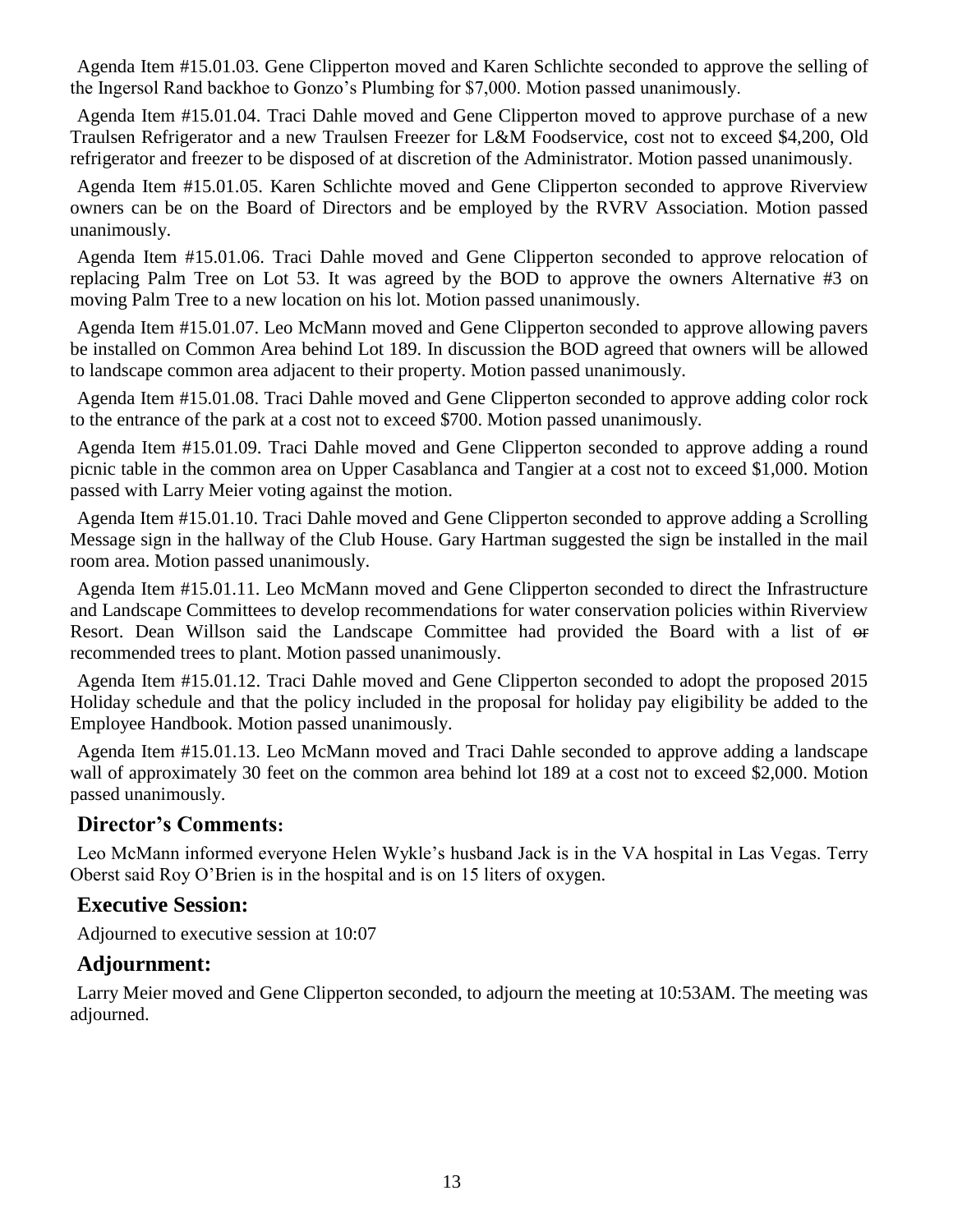Agenda Item #15.01.03. Gene Clipperton moved and Karen Schlichte seconded to approve the selling of the Ingersol Rand backhoe to Gonzo's Plumbing for $7,000. Motion passed unanimously.

Agenda Item #15.01.04. Traci Dahle moved and Gene Clipperton moved to approve purchase of a new Traulsen Refrigerator and a new Traulsen Freezer for L&M Foodservice, cost not to exceed $4,200, Old refrigerator and freezer to be disposed of at discretion of the Administrator. Motion passed unanimously.

Agenda Item #15.01.05. Karen Schlichte moved and Gene Clipperton seconded to approve Riverview owners can be on the Board of Directors and be employed by the RVRV Association. Motion passed unanimously.

Agenda Item #15.01.06. Traci Dahle moved and Gene Clipperton seconded to approve relocation of replacing Palm Tree on Lot 53. It was agreed by the BOD to approve the owners Alternative #3 on moving Palm Tree to a new location on his lot. Motion passed unanimously.

Agenda Item #15.01.07. Leo McMann moved and Gene Clipperton seconded to approve allowing pavers be installed on Common Area behind Lot 189. In discussion the BOD agreed that owners will be allowed to landscape common area adjacent to their property. Motion passed unanimously.

Agenda Item #15.01.08. Traci Dahle moved and Gene Clipperton seconded to approve adding color rock to the entrance of the park at a cost not to exceed $700. Motion passed unanimously.

Agenda Item #15.01.09. Traci Dahle moved and Gene Clipperton seconded to approve adding a round picnic table in the common area on Upper Casablanca and Tangier at a cost not to exceed $1,000. Motion passed with Larry Meier voting against the motion.

Agenda Item #15.01.10. Traci Dahle moved and Gene Clipperton seconded to approve adding a Scrolling Message sign in the hallway of the Club House. Gary Hartman suggested the sign be installed in the mail room area. Motion passed unanimously.

Agenda Item #15.01.11. Leo McMann moved and Gene Clipperton seconded to direct the Infrastructure and Landscape Committees to develop recommendations for water conservation policies within Riverview Resort. Dean Willson said the Landscape Committee had provided the Board with a list of ~~or~~ recommended trees to plant. Motion passed unanimously.

Agenda Item #15.01.12. Traci Dahle moved and Gene Clipperton seconded to adopt the proposed 2015 Holiday schedule and that the policy included in the proposal for holiday pay eligibility be added to the Employee Handbook. Motion passed unanimously.

Agenda Item #15.01.13. Leo McMann moved and Traci Dahle seconded to approve adding a landscape wall of approximately 30 feet on the common area behind lot 189 at a cost not to exceed $2,000. Motion passed unanimously.

## Director's Comments:

Leo McMann informed everyone Helen Wykle's husband Jack is in the VA hospital in Las Vegas. Terry Oberst said Roy O'Brien is in the hospital and is on 15 liters of oxygen.

## Executive Session:

Adjourned to executive session at 10:07

## Adjournment:

Larry Meier moved and Gene Clipperton seconded, to adjourn the meeting at 10:53AM. The meeting was adjourned.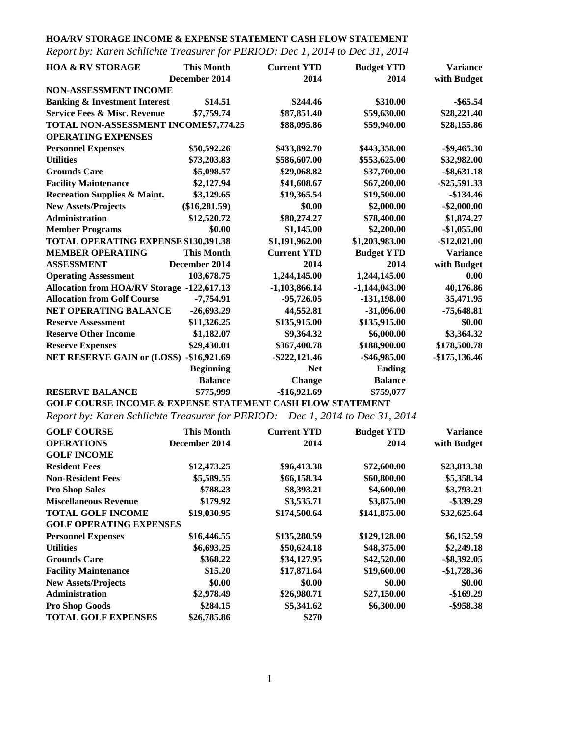## HOA/RV STORAGE INCOME & EXPENSE STATEMENT CASH FLOW STATEMENT

*Report by: Karen Schlichte Treasurer for PERIOD: Dec 1, 2014 to Dec 31, 2014*

| HOA & RV STORAGE | This Month December 2014 | Current YTD 2014 | Budget YTD 2014 | Variance with Budget |
|---|---|---|---|---|
| **NON-ASSESSMENT INCOME** | | | | |
| **Banking & Investment Interest** | $14.51 | $244.46 | $310.00 | -$65.54 |
| **Service Fees & Misc. Revenue** | $7,759.74 | $87,851.40 | $59,630.00 | $28,221.40 |
| **TOTAL NON-ASSESSMENT INCOME** | $7,774.25 | $88,095.86 | $59,940.00 | $28,155.86 |
| **OPERATING EXPENSES** | | | | |
| **Personnel Expenses** | $50,592.26 | $433,892.70 | $443,358.00 | -$9,465.30 |
| **Utilities** | $73,203.83 | $586,607.00 | $553,625.00 | $32,982.00 |
| **Grounds Care** | $5,098.57 | $29,068.82 | $37,700.00 | -$8,631.18 |
| **Facility Maintenance** | $2,127.94 | $41,608.67 | $67,200.00 | -$25,591.33 |
| **Recreation Supplies & Maint.** | $3,129.65 | $19,365.54 | $19,500.00 | -$134.46 |
| **New Assets/Projects** | ($16,281.59) | $0.00 | $2,000.00 | -$2,000.00 |
| **Administration** | $12,520.72 | $80,274.27 | $78,400.00 | $1,874.27 |
| **Member Programs** | $0.00 | $1,145.00 | $2,200.00 | -$1,055.00 |
| **TOTAL OPERATING EXPENSE** | $130,391.38 | $1,191,962.00 | $1,203,983.00 | -$12,021.00 |

| MEMBER OPERATING ASSESSMENT | This Month December 2014 | Current YTD 2014 | Budget YTD 2014 | Variance with Budget |
|---|---|---|---|---|
| **Operating Assessment** | 103,678.75 | 1,244,145.00 | 1,244,145.00 | 0.00 |
| **Allocation from HOA/RV Storage** | -122,617.13 | -1,103,866.14 | -1,144,043.00 | 40,176.86 |
| **Allocation from Golf Course** | -7,754.91 | -95,726.05 | -131,198.00 | 35,471.95 |
| **NET OPERATING BALANCE** | -26,693.29 | 44,552.81 | -31,096.00 | -75,648.81 |
| **Reserve Assessment** | $11,326.25 | $135,915.00 | $135,915.00 | $0.00 |
| **Reserve Other Income** | $1,182.07 | $9,364.32 | $6,000.00 | $3,364.32 |
| **Reserve Expenses** | $29,430.01 | $367,400.78 | $188,900.00 | $178,500.78 |
| **NET RESERVE GAIN or (LOSS)** | -$16,921.69 | -$222,121.46 | -$46,985.00 | -$175,136.46 |

| | Beginning Balance | Net Change | Ending Balance |
|---|---|---|---|
| **RESERVE BALANCE** | $775,999 | -$16,921.69 | $759,077 |

## GOLF COURSE INCOME & EXPENSE STATEMENT CASH FLOW STATEMENT

*Report by: Karen Schlichte Treasurer for PERIOD: Dec 1, 2014 to Dec 31, 2014*

| GOLF COURSE OPERATIONS | This Month December 2014 | Current YTD 2014 | Budget YTD 2014 | Variance with Budget |
|---|---|---|---|---|
| **GOLF INCOME** | | | | |
| **Resident Fees** | $12,473.25 | $96,413.38 | $72,600.00 | $23,813.38 |
| **Non-Resident Fees** | $5,589.55 | $66,158.34 | $60,800.00 | $5,358.34 |
| **Pro Shop Sales** | $788.23 | $8,393.21 | $4,600.00 | $3,793.21 |
| **Miscellaneous Revenue** | $179.92 | $3,535.71 | $3,875.00 | -$339.29 |
| **TOTAL GOLF INCOME** | $19,030.95 | $174,500.64 | $141,875.00 | $32,625.64 |
| **GOLF OPERATING EXPENSES** | | | | |
| **Personnel Expenses** | $16,446.55 | $135,280.59 | $129,128.00 | $6,152.59 |
| **Utilities** | $6,693.25 | $50,624.18 | $48,375.00 | $2,249.18 |
| **Grounds Care** | $368.22 | $34,127.95 | $42,520.00 | -$8,392.05 |
| **Facility Maintenance** | $15.20 | $17,871.64 | $19,600.00 | -$1,728.36 |
| **New Assets/Projects** | $0.00 | $0.00 | $0.00 | $0.00 |
| **Administration** | $2,978.49 | $26,980.71 | $27,150.00 | -$169.29 |
| **Pro Shop Goods** | $284.15 | $5,341.62 | $6,300.00 | -$958.38 |
| **TOTAL GOLF EXPENSES** | $26,785.86 | $270 | | |